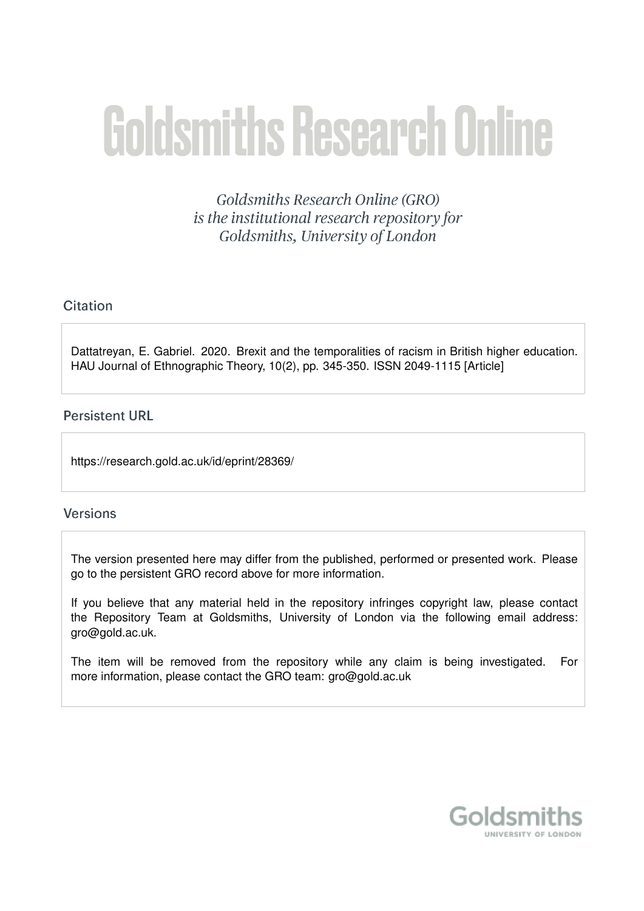# Goldsmiths Research Online

*Goldsmiths Research Online (GRO) is the institutional research repository for Goldsmiths, University of London*

## Citation

Dattatreyan, E. Gabriel. 2020. Brexit and the temporalities of racism in British higher education. HAU Journal of Ethnographic Theory, 10(2), pp. 345-350. ISSN 2049-1115 [Article]

## Persistent URL

https://research.gold.ac.uk/id/eprint/28369/

## Versions

The version presented here may differ from the published, performed or presented work. Please go to the persistent GRO record above for more information.

If you believe that any material held in the repository infringes copyright law, please contact the Repository Team at Goldsmiths, University of London via the following email address: gro@gold.ac.uk.

The item will be removed from the repository while any claim is being investigated. For more information, please contact the GRO team: gro@gold.ac.uk

Goldsmiths
UNIVERSITY OF LONDON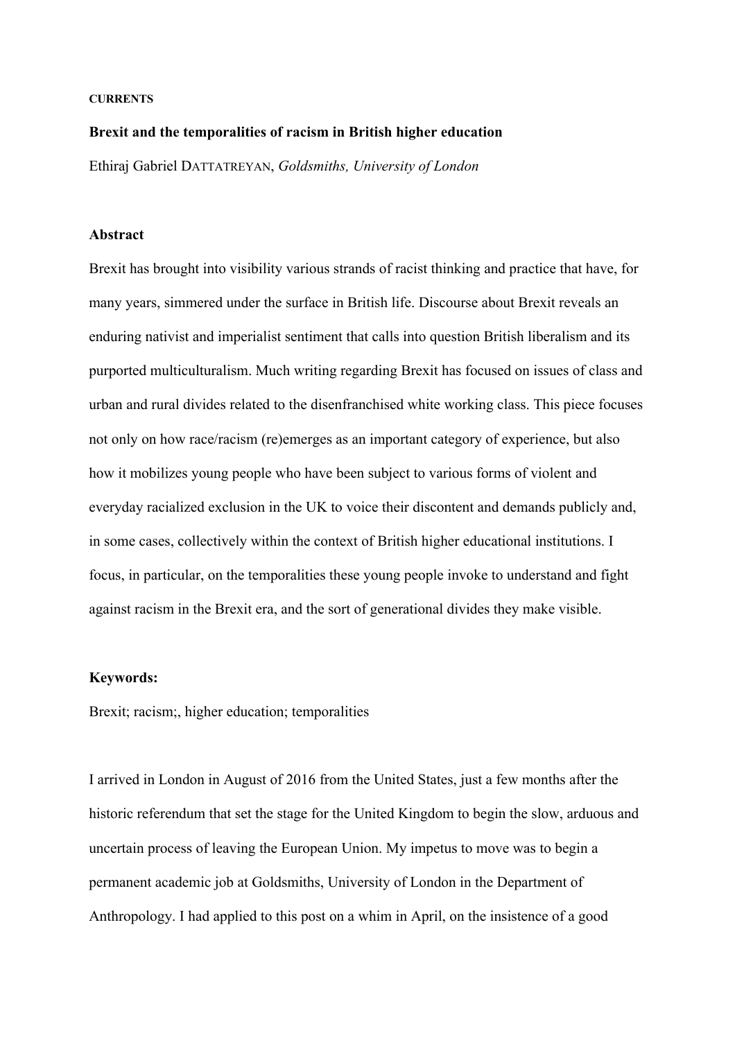**CURRENTS**

**Brexit and the temporalities of racism in British higher education**

Ethiraj Gabriel DATTATREYAN, *Goldsmiths, University of London*

**Abstract**

Brexit has brought into visibility various strands of racist thinking and practice that have, for many years, simmered under the surface in British life. Discourse about Brexit reveals an enduring nativist and imperialist sentiment that calls into question British liberalism and its purported multiculturalism. Much writing regarding Brexit has focused on issues of class and urban and rural divides related to the disenfranchised white working class. This piece focuses not only on how race/racism (re)emerges as an important category of experience, but also how it mobilizes young people who have been subject to various forms of violent and everyday racialized exclusion in the UK to voice their discontent and demands publicly and, in some cases, collectively within the context of British higher educational institutions. I focus, in particular, on the temporalities these young people invoke to understand and fight against racism in the Brexit era, and the sort of generational divides they make visible.

**Keywords:**

Brexit; racism;, higher education; temporalities

I arrived in London in August of 2016 from the United States, just a few months after the historic referendum that set the stage for the United Kingdom to begin the slow, arduous and uncertain process of leaving the European Union. My impetus to move was to begin a permanent academic job at Goldsmiths, University of London in the Department of Anthropology. I had applied to this post on a whim in April, on the insistence of a good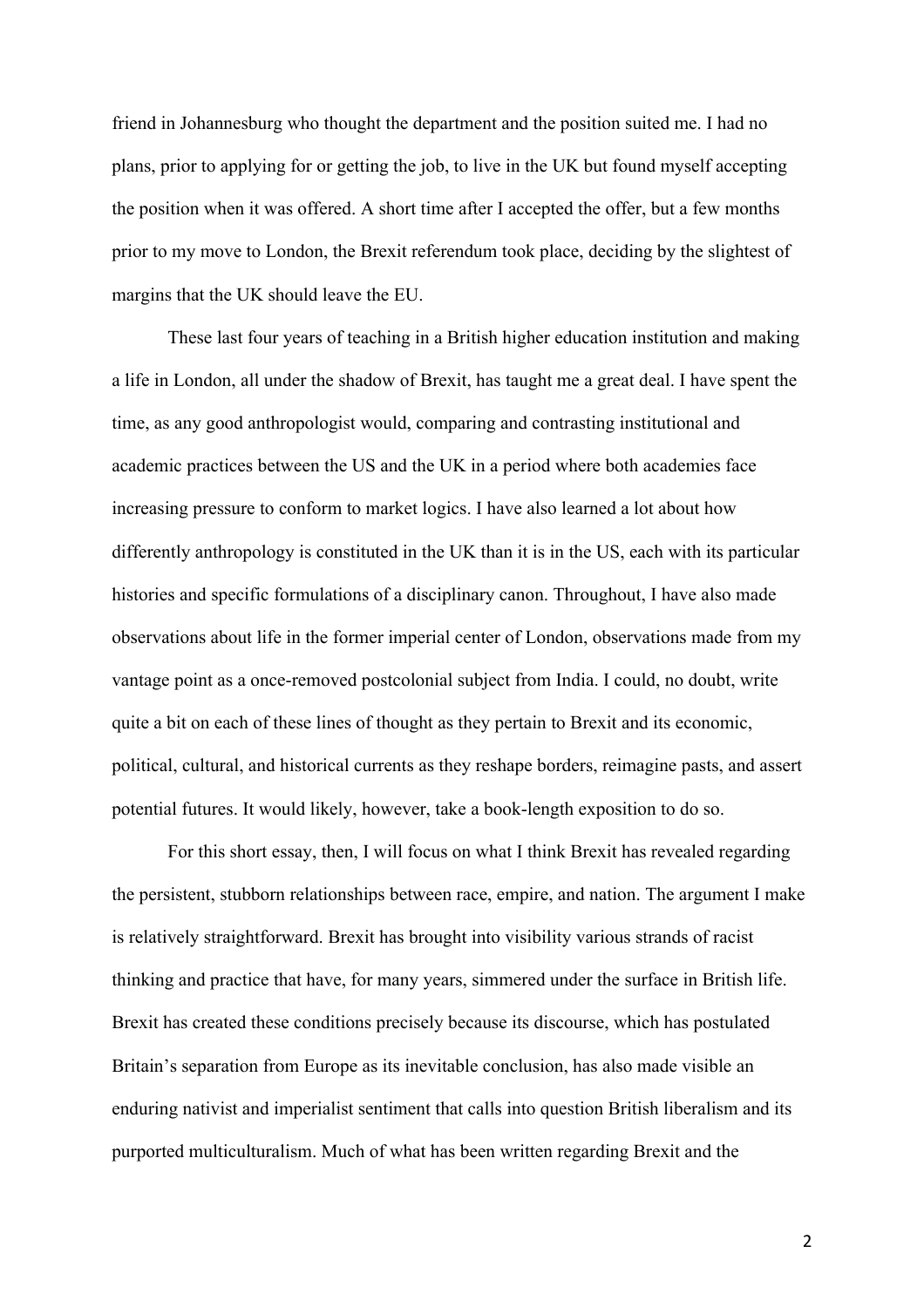friend in Johannesburg who thought the department and the position suited me. I had no plans, prior to applying for or getting the job, to live in the UK but found myself accepting the position when it was offered. A short time after I accepted the offer, but a few months prior to my move to London, the Brexit referendum took place, deciding by the slightest of margins that the UK should leave the EU.

These last four years of teaching in a British higher education institution and making a life in London, all under the shadow of Brexit, has taught me a great deal. I have spent the time, as any good anthropologist would, comparing and contrasting institutional and academic practices between the US and the UK in a period where both academies face increasing pressure to conform to market logics. I have also learned a lot about how differently anthropology is constituted in the UK than it is in the US, each with its particular histories and specific formulations of a disciplinary canon. Throughout, I have also made observations about life in the former imperial center of London, observations made from my vantage point as a once-removed postcolonial subject from India. I could, no doubt, write quite a bit on each of these lines of thought as they pertain to Brexit and its economic, political, cultural, and historical currents as they reshape borders, reimagine pasts, and assert potential futures. It would likely, however, take a book-length exposition to do so.

For this short essay, then, I will focus on what I think Brexit has revealed regarding the persistent, stubborn relationships between race, empire, and nation. The argument I make is relatively straightforward. Brexit has brought into visibility various strands of racist thinking and practice that have, for many years, simmered under the surface in British life. Brexit has created these conditions precisely because its discourse, which has postulated Britain's separation from Europe as its inevitable conclusion, has also made visible an enduring nativist and imperialist sentiment that calls into question British liberalism and its purported multiculturalism. Much of what has been written regarding Brexit and the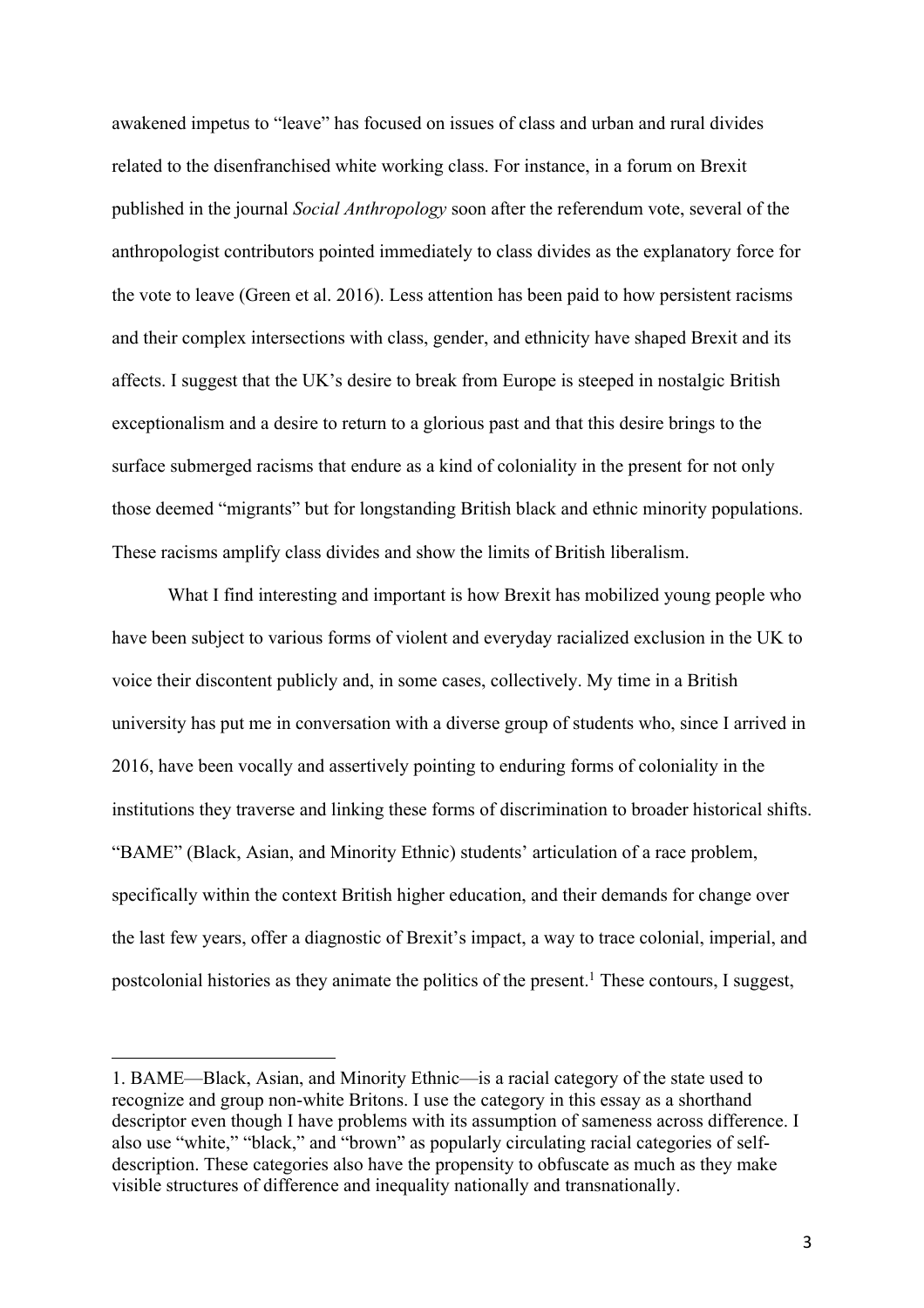awakened impetus to "leave" has focused on issues of class and urban and rural divides related to the disenfranchised white working class. For instance, in a forum on Brexit published in the journal *Social Anthropology* soon after the referendum vote, several of the anthropologist contributors pointed immediately to class divides as the explanatory force for the vote to leave (Green et al. 2016). Less attention has been paid to how persistent racisms and their complex intersections with class, gender, and ethnicity have shaped Brexit and its affects. I suggest that the UK's desire to break from Europe is steeped in nostalgic British exceptionalism and a desire to return to a glorious past and that this desire brings to the surface submerged racisms that endure as a kind of coloniality in the present for not only those deemed "migrants" but for longstanding British black and ethnic minority populations. These racisms amplify class divides and show the limits of British liberalism.

What I find interesting and important is how Brexit has mobilized young people who have been subject to various forms of violent and everyday racialized exclusion in the UK to voice their discontent publicly and, in some cases, collectively. My time in a British university has put me in conversation with a diverse group of students who, since I arrived in 2016, have been vocally and assertively pointing to enduring forms of coloniality in the institutions they traverse and linking these forms of discrimination to broader historical shifts. "BAME" (Black, Asian, and Minority Ethnic) students' articulation of a race problem, specifically within the context British higher education, and their demands for change over the last few years, offer a diagnostic of Brexit's impact, a way to trace colonial, imperial, and postcolonial histories as they animate the politics of the present.[1] These contours, I suggest,

1. BAME—Black, Asian, and Minority Ethnic—is a racial category of the state used to recognize and group non-white Britons. I use the category in this essay as a shorthand descriptor even though I have problems with its assumption of sameness across difference. I also use "white," "black," and "brown" as popularly circulating racial categories of self-description. These categories also have the propensity to obfuscate as much as they make visible structures of difference and inequality nationally and transnationally.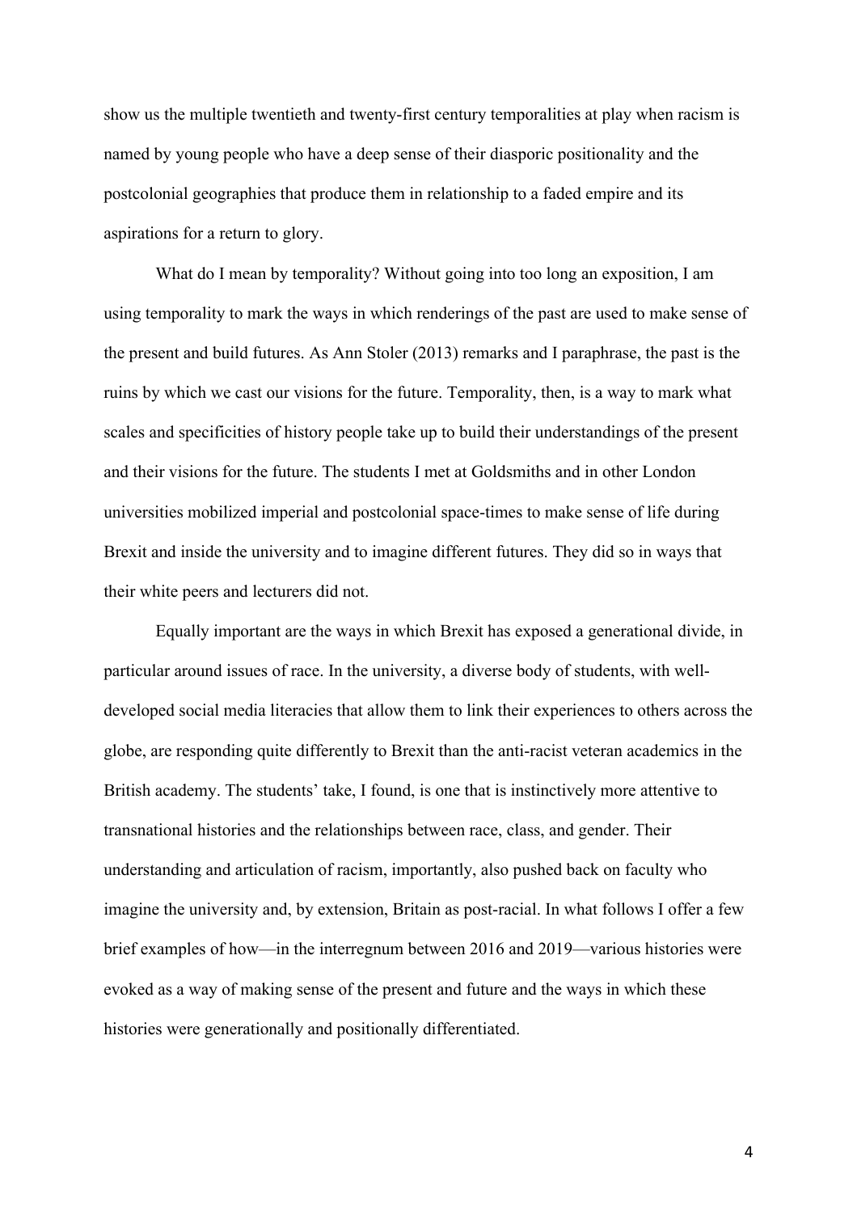show us the multiple twentieth and twenty-first century temporalities at play when racism is named by young people who have a deep sense of their diasporic positionality and the postcolonial geographies that produce them in relationship to a faded empire and its aspirations for a return to glory.

What do I mean by temporality? Without going into too long an exposition, I am using temporality to mark the ways in which renderings of the past are used to make sense of the present and build futures. As Ann Stoler (2013) remarks and I paraphrase, the past is the ruins by which we cast our visions for the future. Temporality, then, is a way to mark what scales and specificities of history people take up to build their understandings of the present and their visions for the future. The students I met at Goldsmiths and in other London universities mobilized imperial and postcolonial space-times to make sense of life during Brexit and inside the university and to imagine different futures. They did so in ways that their white peers and lecturers did not.

Equally important are the ways in which Brexit has exposed a generational divide, in particular around issues of race. In the university, a diverse body of students, with well-developed social media literacies that allow them to link their experiences to others across the globe, are responding quite differently to Brexit than the anti-racist veteran academics in the British academy. The students' take, I found, is one that is instinctively more attentive to transnational histories and the relationships between race, class, and gender. Their understanding and articulation of racism, importantly, also pushed back on faculty who imagine the university and, by extension, Britain as post-racial. In what follows I offer a few brief examples of how—in the interregnum between 2016 and 2019—various histories were evoked as a way of making sense of the present and future and the ways in which these histories were generationally and positionally differentiated.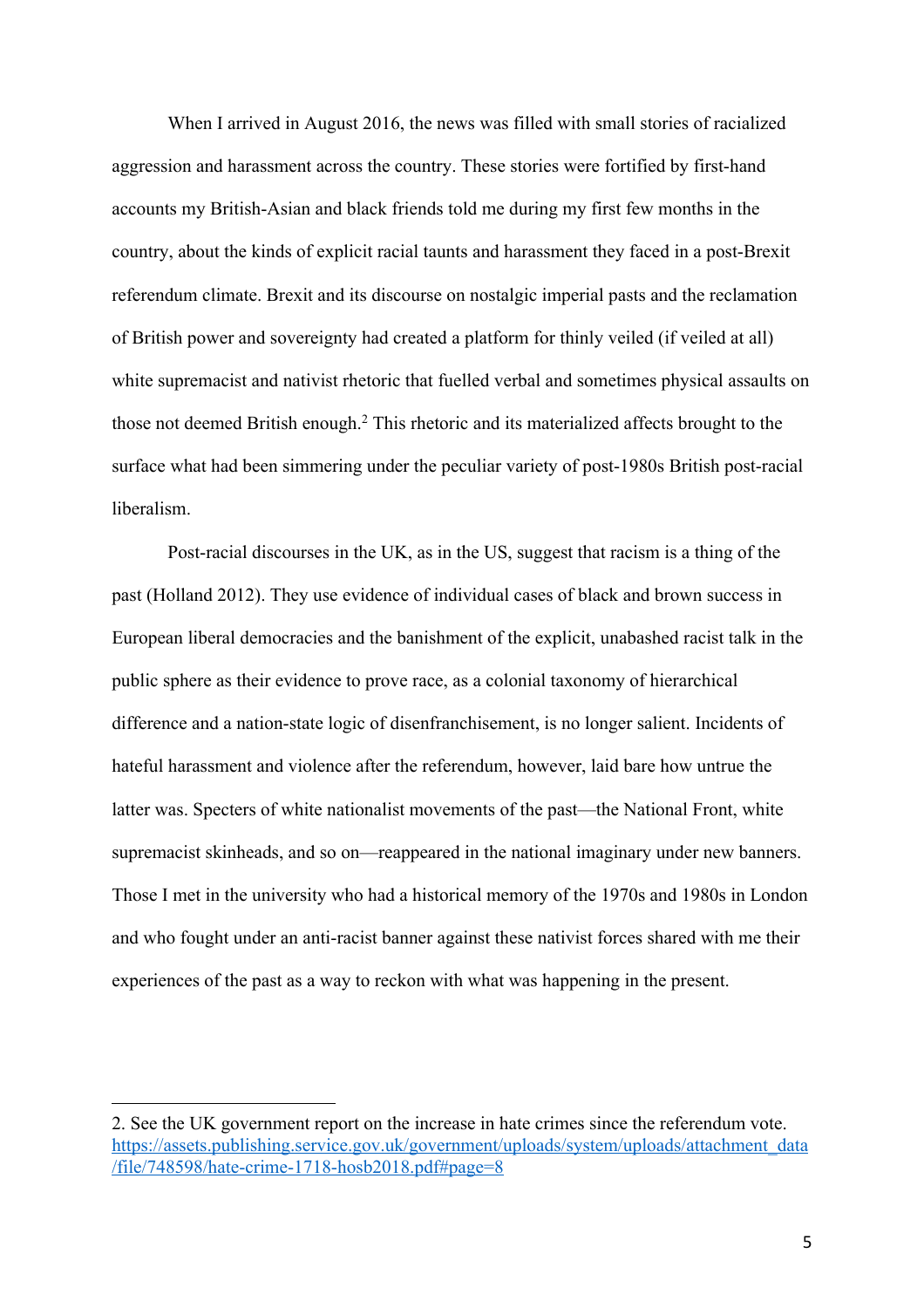When I arrived in August 2016, the news was filled with small stories of racialized aggression and harassment across the country. These stories were fortified by first-hand accounts my British-Asian and black friends told me during my first few months in the country, about the kinds of explicit racial taunts and harassment they faced in a post-Brexit referendum climate. Brexit and its discourse on nostalgic imperial pasts and the reclamation of British power and sovereignty had created a platform for thinly veiled (if veiled at all) white supremacist and nativist rhetoric that fuelled verbal and sometimes physical assaults on those not deemed British enough.[2] This rhetoric and its materialized affects brought to the surface what had been simmering under the peculiar variety of post-1980s British post-racial liberalism.

Post-racial discourses in the UK, as in the US, suggest that racism is a thing of the past (Holland 2012). They use evidence of individual cases of black and brown success in European liberal democracies and the banishment of the explicit, unabashed racist talk in the public sphere as their evidence to prove race, as a colonial taxonomy of hierarchical difference and a nation-state logic of disenfranchisement, is no longer salient. Incidents of hateful harassment and violence after the referendum, however, laid bare how untrue the latter was. Specters of white nationalist movements of the past—the National Front, white supremacist skinheads, and so on—reappeared in the national imaginary under new banners. Those I met in the university who had a historical memory of the 1970s and 1980s in London and who fought under an anti-racist banner against these nativist forces shared with me their experiences of the past as a way to reckon with what was happening in the present.

---

2. See the UK government report on the increase in hate crimes since the referendum vote. https://assets.publishing.service.gov.uk/government/uploads/system/uploads/attachment_data/file/748598/hate-crime-1718-hosb2018.pdf#page=8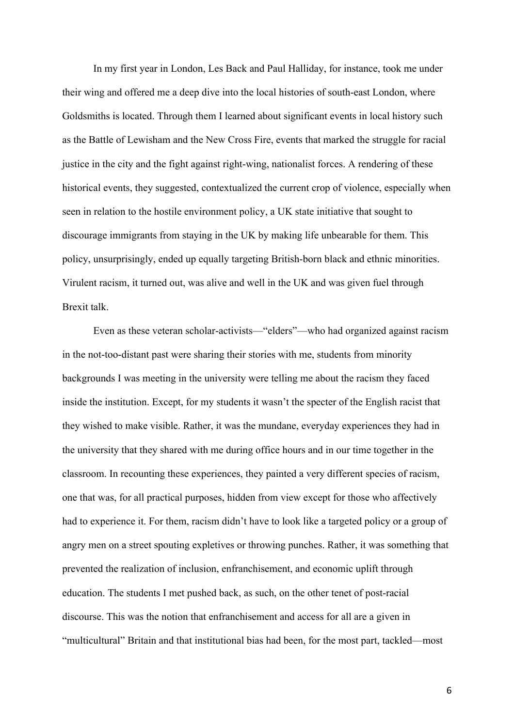In my first year in London, Les Back and Paul Halliday, for instance, took me under their wing and offered me a deep dive into the local histories of south-east London, where Goldsmiths is located. Through them I learned about significant events in local history such as the Battle of Lewisham and the New Cross Fire, events that marked the struggle for racial justice in the city and the fight against right-wing, nationalist forces. A rendering of these historical events, they suggested, contextualized the current crop of violence, especially when seen in relation to the hostile environment policy, a UK state initiative that sought to discourage immigrants from staying in the UK by making life unbearable for them. This policy, unsurprisingly, ended up equally targeting British-born black and ethnic minorities. Virulent racism, it turned out, was alive and well in the UK and was given fuel through Brexit talk.

Even as these veteran scholar-activists—"elders"—who had organized against racism in the not-too-distant past were sharing their stories with me, students from minority backgrounds I was meeting in the university were telling me about the racism they faced inside the institution. Except, for my students it wasn't the specter of the English racist that they wished to make visible. Rather, it was the mundane, everyday experiences they had in the university that they shared with me during office hours and in our time together in the classroom. In recounting these experiences, they painted a very different species of racism, one that was, for all practical purposes, hidden from view except for those who affectively had to experience it. For them, racism didn't have to look like a targeted policy or a group of angry men on a street spouting expletives or throwing punches. Rather, it was something that prevented the realization of inclusion, enfranchisement, and economic uplift through education. The students I met pushed back, as such, on the other tenet of post-racial discourse. This was the notion that enfranchisement and access for all are a given in "multicultural" Britain and that institutional bias had been, for the most part, tackled—most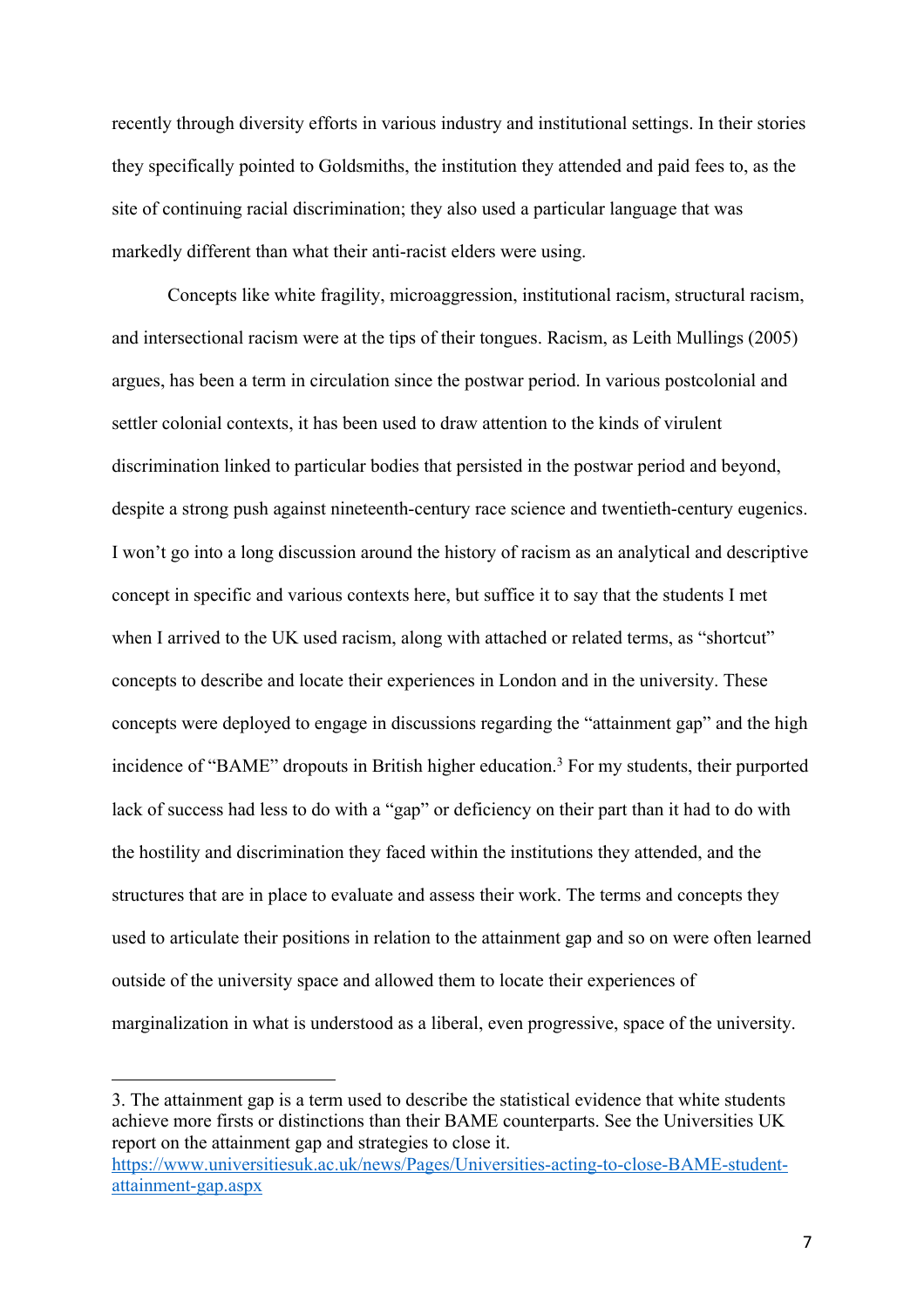recently through diversity efforts in various industry and institutional settings. In their stories they specifically pointed to Goldsmiths, the institution they attended and paid fees to, as the site of continuing racial discrimination; they also used a particular language that was markedly different than what their anti-racist elders were using.

Concepts like white fragility, microaggression, institutional racism, structural racism, and intersectional racism were at the tips of their tongues. Racism, as Leith Mullings (2005) argues, has been a term in circulation since the postwar period. In various postcolonial and settler colonial contexts, it has been used to draw attention to the kinds of virulent discrimination linked to particular bodies that persisted in the postwar period and beyond, despite a strong push against nineteenth-century race science and twentieth-century eugenics. I won't go into a long discussion around the history of racism as an analytical and descriptive concept in specific and various contexts here, but suffice it to say that the students I met when I arrived to the UK used racism, along with attached or related terms, as "shortcut" concepts to describe and locate their experiences in London and in the university. These concepts were deployed to engage in discussions regarding the "attainment gap" and the high incidence of "BAME" dropouts in British higher education.[3] For my students, their purported lack of success had less to do with a "gap" or deficiency on their part than it had to do with the hostility and discrimination they faced within the institutions they attended, and the structures that are in place to evaluate and assess their work. The terms and concepts they used to articulate their positions in relation to the attainment gap and so on were often learned outside of the university space and allowed them to locate their experiences of marginalization in what is understood as a liberal, even progressive, space of the university.

---

3. The attainment gap is a term used to describe the statistical evidence that white students achieve more firsts or distinctions than their BAME counterparts. See the Universities UK report on the attainment gap and strategies to close it. https://www.universitiesuk.ac.uk/news/Pages/Universities-acting-to-close-BAME-student-attainment-gap.aspx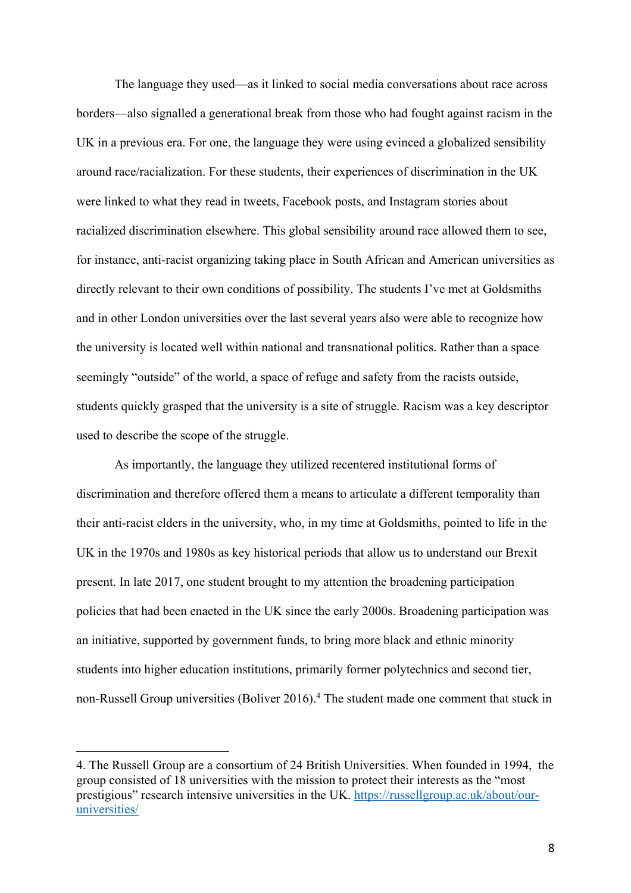The language they used—as it linked to social media conversations about race across borders—also signalled a generational break from those who had fought against racism in the UK in a previous era. For one, the language they were using evinced a globalized sensibility around race/racialization. For these students, their experiences of discrimination in the UK were linked to what they read in tweets, Facebook posts, and Instagram stories about racialized discrimination elsewhere. This global sensibility around race allowed them to see, for instance, anti-racist organizing taking place in South African and American universities as directly relevant to their own conditions of possibility. The students I've met at Goldsmiths and in other London universities over the last several years also were able to recognize how the university is located well within national and transnational politics. Rather than a space seemingly "outside" of the world, a space of refuge and safety from the racists outside, students quickly grasped that the university is a site of struggle. Racism was a key descriptor used to describe the scope of the struggle.

As importantly, the language they utilized recentered institutional forms of discrimination and therefore offered them a means to articulate a different temporality than their anti-racist elders in the university, who, in my time at Goldsmiths, pointed to life in the UK in the 1970s and 1980s as key historical periods that allow us to understand our Brexit present. In late 2017, one student brought to my attention the broadening participation policies that had been enacted in the UK since the early 2000s. Broadening participation was an initiative, supported by government funds, to bring more black and ethnic minority students into higher education institutions, primarily former polytechnics and second tier, non-Russell Group universities (Boliver 2016).[4] The student made one comment that stuck in

---

4. The Russell Group are a consortium of 24 British Universities. When founded in 1994, the group consisted of 18 universities with the mission to protect their interests as the "most prestigious" research intensive universities in the UK. https://russellgroup.ac.uk/about/our-universities/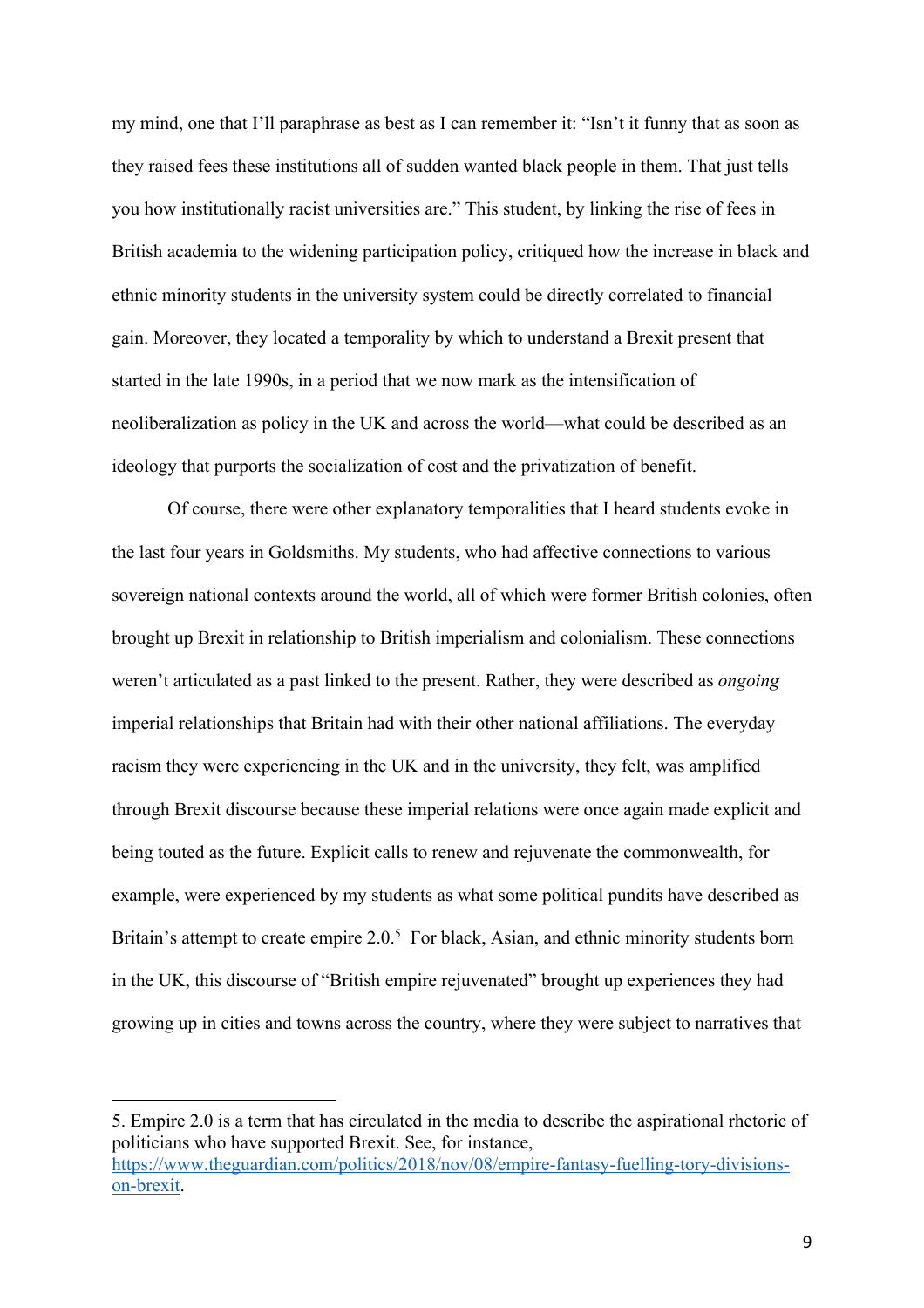my mind, one that I'll paraphrase as best as I can remember it: "Isn't it funny that as soon as they raised fees these institutions all of sudden wanted black people in them. That just tells you how institutionally racist universities are." This student, by linking the rise of fees in British academia to the widening participation policy, critiqued how the increase in black and ethnic minority students in the university system could be directly correlated to financial gain. Moreover, they located a temporality by which to understand a Brexit present that started in the late 1990s, in a period that we now mark as the intensification of neoliberalization as policy in the UK and across the world—what could be described as an ideology that purports the socialization of cost and the privatization of benefit.

Of course, there were other explanatory temporalities that I heard students evoke in the last four years in Goldsmiths. My students, who had affective connections to various sovereign national contexts around the world, all of which were former British colonies, often brought up Brexit in relationship to British imperialism and colonialism. These connections weren't articulated as a past linked to the present. Rather, they were described as *ongoing* imperial relationships that Britain had with their other national affiliations. The everyday racism they were experiencing in the UK and in the university, they felt, was amplified through Brexit discourse because these imperial relations were once again made explicit and being touted as the future. Explicit calls to renew and rejuvenate the commonwealth, for example, were experienced by my students as what some political pundits have described as Britain's attempt to create empire 2.0.[5] For black, Asian, and ethnic minority students born in the UK, this discourse of "British empire rejuvenated" brought up experiences they had growing up in cities and towns across the country, where they were subject to narratives that

5. Empire 2.0 is a term that has circulated in the media to describe the aspirational rhetoric of politicians who have supported Brexit. See, for instance, https://www.theguardian.com/politics/2018/nov/08/empire-fantasy-fuelling-tory-divisions-on-brexit.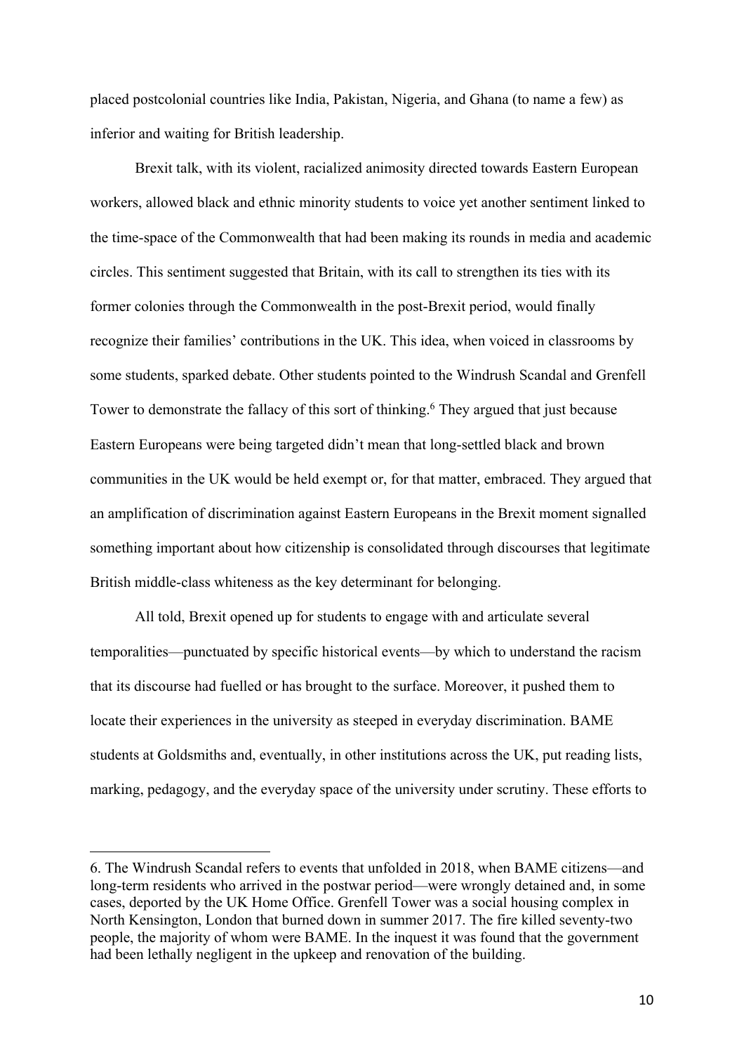placed postcolonial countries like India, Pakistan, Nigeria, and Ghana (to name a few) as inferior and waiting for British leadership.

Brexit talk, with its violent, racialized animosity directed towards Eastern European workers, allowed black and ethnic minority students to voice yet another sentiment linked to the time-space of the Commonwealth that had been making its rounds in media and academic circles. This sentiment suggested that Britain, with its call to strengthen its ties with its former colonies through the Commonwealth in the post-Brexit period, would finally recognize their families' contributions in the UK. This idea, when voiced in classrooms by some students, sparked debate. Other students pointed to the Windrush Scandal and Grenfell Tower to demonstrate the fallacy of this sort of thinking.[6] They argued that just because Eastern Europeans were being targeted didn't mean that long-settled black and brown communities in the UK would be held exempt or, for that matter, embraced. They argued that an amplification of discrimination against Eastern Europeans in the Brexit moment signalled something important about how citizenship is consolidated through discourses that legitimate British middle-class whiteness as the key determinant for belonging.

All told, Brexit opened up for students to engage with and articulate several temporalities—punctuated by specific historical events—by which to understand the racism that its discourse had fuelled or has brought to the surface. Moreover, it pushed them to locate their experiences in the university as steeped in everyday discrimination. BAME students at Goldsmiths and, eventually, in other institutions across the UK, put reading lists, marking, pedagogy, and the everyday space of the university under scrutiny. These efforts to

6. The Windrush Scandal refers to events that unfolded in 2018, when BAME citizens—and long-term residents who arrived in the postwar period—were wrongly detained and, in some cases, deported by the UK Home Office. Grenfell Tower was a social housing complex in North Kensington, London that burned down in summer 2017. The fire killed seventy-two people, the majority of whom were BAME. In the inquest it was found that the government had been lethally negligent in the upkeep and renovation of the building.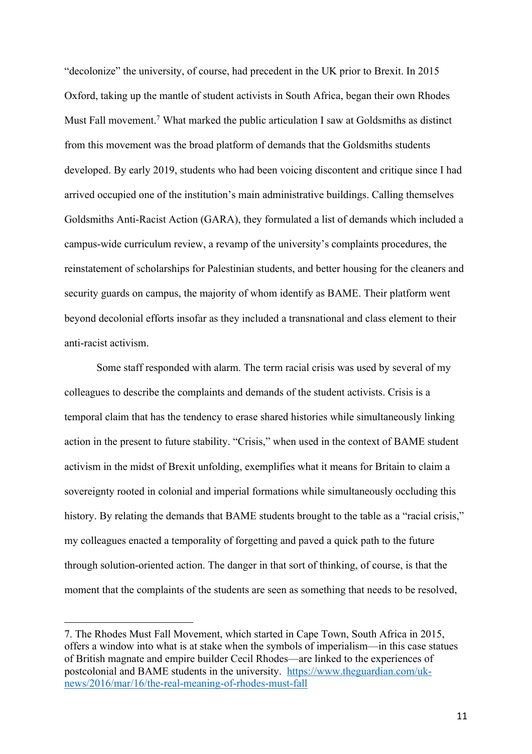"decolonize" the university, of course, had precedent in the UK prior to Brexit. In 2015 Oxford, taking up the mantle of student activists in South Africa, began their own Rhodes Must Fall movement.[7] What marked the public articulation I saw at Goldsmiths as distinct from this movement was the broad platform of demands that the Goldsmiths students developed. By early 2019, students who had been voicing discontent and critique since I had arrived occupied one of the institution's main administrative buildings. Calling themselves Goldsmiths Anti-Racist Action (GARA), they formulated a list of demands which included a campus-wide curriculum review, a revamp of the university's complaints procedures, the reinstatement of scholarships for Palestinian students, and better housing for the cleaners and security guards on campus, the majority of whom identify as BAME. Their platform went beyond decolonial efforts insofar as they included a transnational and class element to their anti-racist activism.

Some staff responded with alarm. The term racial crisis was used by several of my colleagues to describe the complaints and demands of the student activists. Crisis is a temporal claim that has the tendency to erase shared histories while simultaneously linking action in the present to future stability. "Crisis," when used in the context of BAME student activism in the midst of Brexit unfolding, exemplifies what it means for Britain to claim a sovereignty rooted in colonial and imperial formations while simultaneously occluding this history. By relating the demands that BAME students brought to the table as a "racial crisis," my colleagues enacted a temporality of forgetting and paved a quick path to the future through solution-oriented action. The danger in that sort of thinking, of course, is that the moment that the complaints of the students are seen as something that needs to be resolved,

---

7. The Rhodes Must Fall Movement, which started in Cape Town, South Africa in 2015, offers a window into what is at stake when the symbols of imperialism—in this case statues of British magnate and empire builder Cecil Rhodes—are linked to the experiences of postcolonial and BAME students in the university. https://www.theguardian.com/uk-news/2016/mar/16/the-real-meaning-of-rhodes-must-fall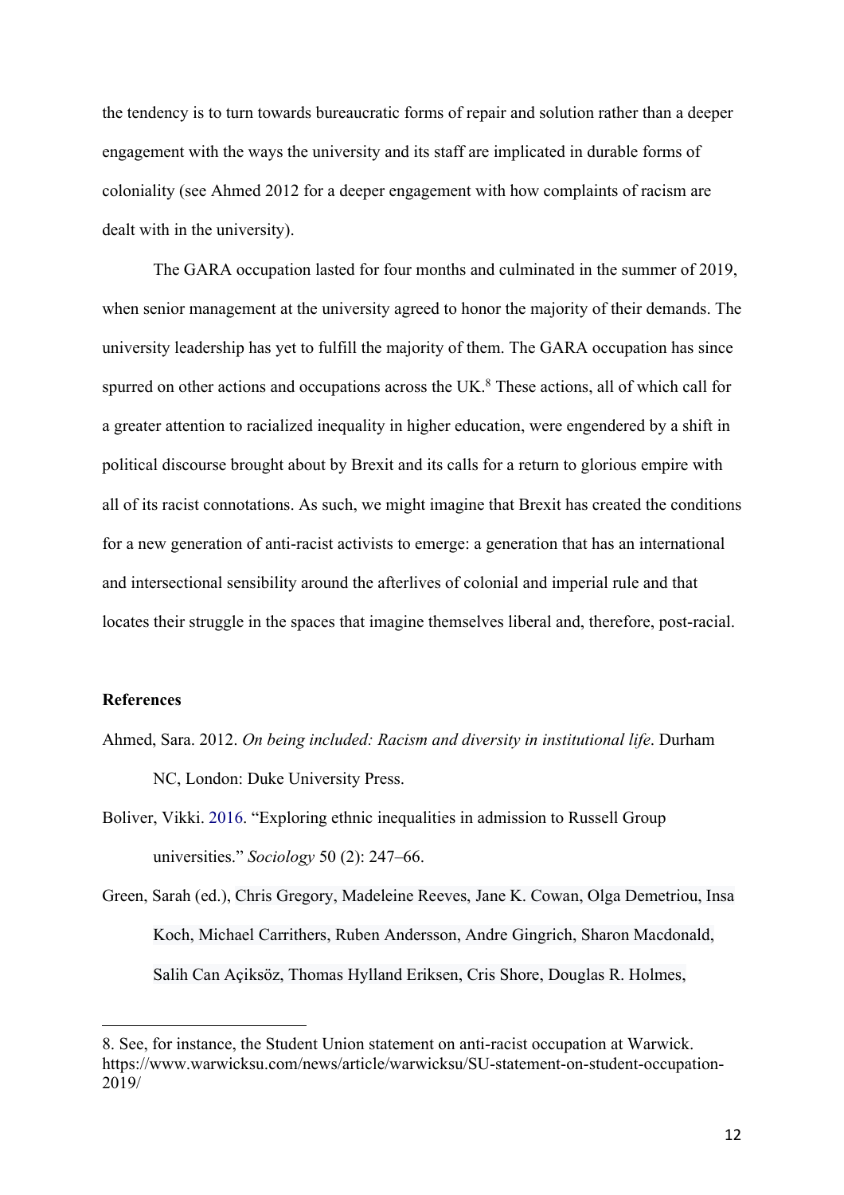the tendency is to turn towards bureaucratic forms of repair and solution rather than a deeper engagement with the ways the university and its staff are implicated in durable forms of coloniality (see Ahmed 2012 for a deeper engagement with how complaints of racism are dealt with in the university).

The GARA occupation lasted for four months and culminated in the summer of 2019, when senior management at the university agreed to honor the majority of their demands. The university leadership has yet to fulfill the majority of them. The GARA occupation has since spurred on other actions and occupations across the UK.[8] These actions, all of which call for a greater attention to racialized inequality in higher education, were engendered by a shift in political discourse brought about by Brexit and its calls for a return to glorious empire with all of its racist connotations. As such, we might imagine that Brexit has created the conditions for a new generation of anti-racist activists to emerge: a generation that has an international and intersectional sensibility around the afterlives of colonial and imperial rule and that locates their struggle in the spaces that imagine themselves liberal and, therefore, post-racial.

**References**

Ahmed, Sara. 2012. *On being included: Racism and diversity in institutional life*. Durham NC, London: Duke University Press.

Boliver, Vikki. 2016. "Exploring ethnic inequalities in admission to Russell Group universities." *Sociology* 50 (2): 247–66.

Green, Sarah (ed.), Chris Gregory, Madeleine Reeves, Jane K. Cowan, Olga Demetriou, Insa Koch, Michael Carrithers, Ruben Andersson, Andre Gingrich, Sharon Macdonald, Salih Can Açiksöz, Thomas Hylland Eriksen, Cris Shore, Douglas R. Holmes,

8. See, for instance, the Student Union statement on anti-racist occupation at Warwick. https://www.warwicksu.com/news/article/warwicksu/SU-statement-on-student-occupation-2019/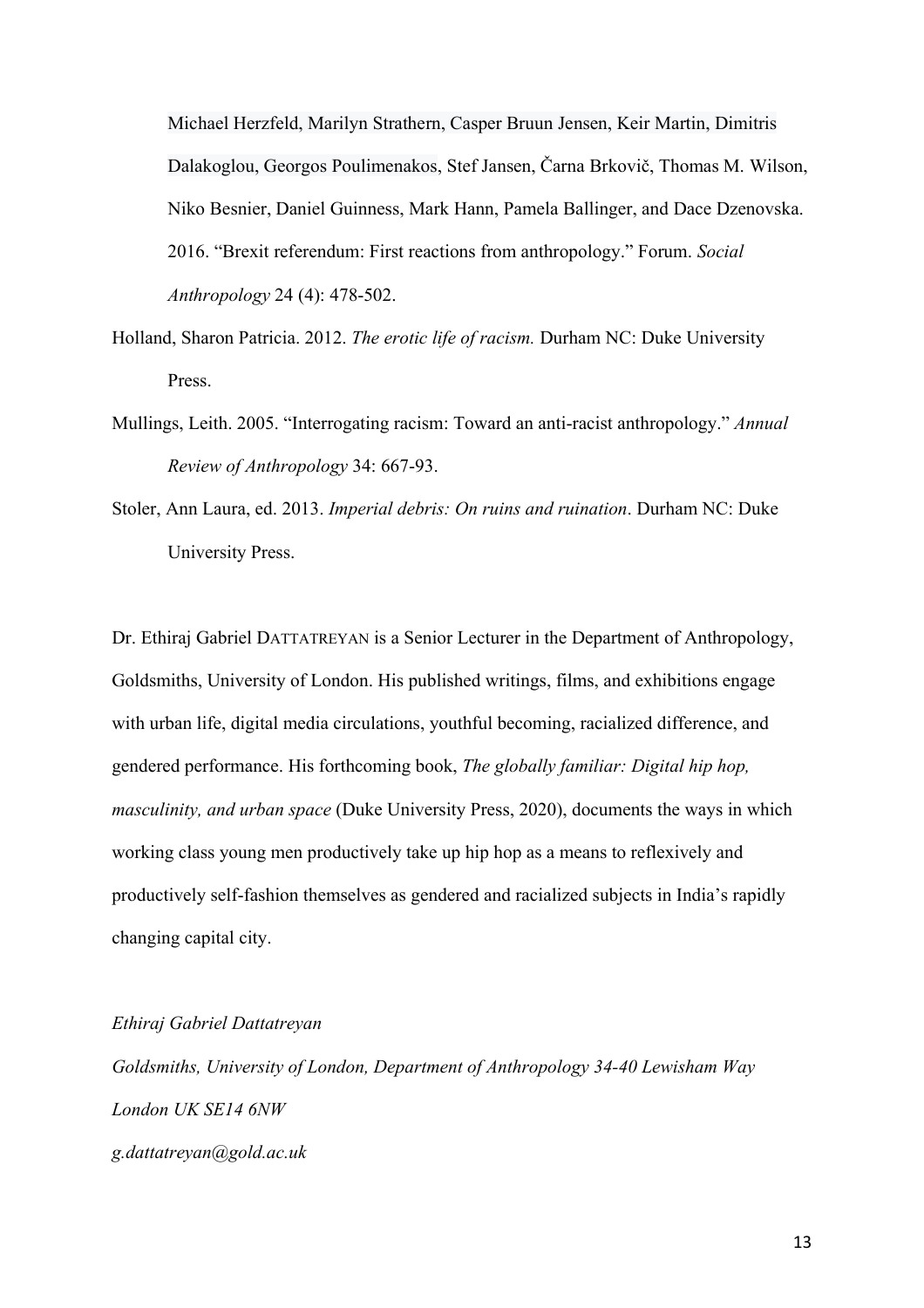Michael Herzfeld, Marilyn Strathern, Casper Bruun Jensen, Keir Martin, Dimitris Dalakoglou, Georgos Poulimenakos, Stef Jansen, Čarna Brkovič, Thomas M. Wilson, Niko Besnier, Daniel Guinness, Mark Hann, Pamela Ballinger, and Dace Dzenovska. 2016. "Brexit referendum: First reactions from anthropology." Forum. *Social Anthropology* 24 (4): 478-502.

Holland, Sharon Patricia. 2012. *The erotic life of racism.* Durham NC: Duke University Press.

Mullings, Leith. 2005. "Interrogating racism: Toward an anti-racist anthropology." *Annual Review of Anthropology* 34: 667-93.

Stoler, Ann Laura, ed. 2013. *Imperial debris: On ruins and ruination*. Durham NC: Duke University Press.

Dr. Ethiraj Gabriel DATTATREYAN is a Senior Lecturer in the Department of Anthropology, Goldsmiths, University of London. His published writings, films, and exhibitions engage with urban life, digital media circulations, youthful becoming, racialized difference, and gendered performance. His forthcoming book, *The globally familiar: Digital hip hop, masculinity, and urban space* (Duke University Press, 2020), documents the ways in which working class young men productively take up hip hop as a means to reflexively and productively self-fashion themselves as gendered and racialized subjects in India's rapidly changing capital city.

*Ethiraj Gabriel Dattatreyan*

*Goldsmiths, University of London, Department of Anthropology 34-40 Lewisham Way*

*London UK SE14 6NW*

*g.dattatreyan@gold.ac.uk*